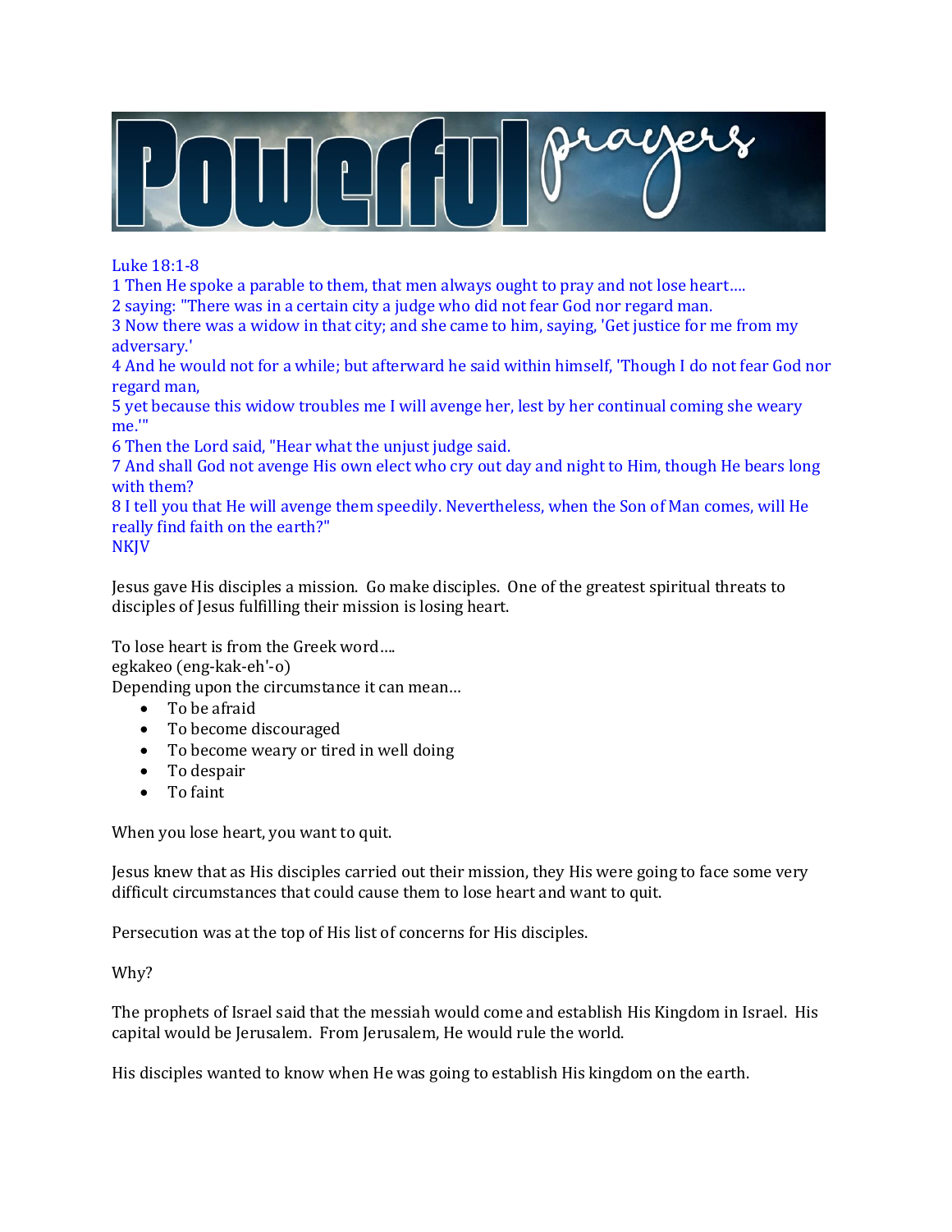# Powerful prayers

Luke 18:1-8
1 Then He spoke a parable to them, that men always ought to pray and not lose heart….
2 saying: "There was in a certain city a judge who did not fear God nor regard man.
3 Now there was a widow in that city; and she came to him, saying, 'Get justice for me from my adversary.'
4 And he would not for a while; but afterward he said within himself, 'Though I do not fear God nor regard man,
5 yet because this widow troubles me I will avenge her, lest by her continual coming she weary me.'"
6 Then the Lord said, "Hear what the unjust judge said.
7 And shall God not avenge His own elect who cry out day and night to Him, though He bears long with them?
8 I tell you that He will avenge them speedily. Nevertheless, when the Son of Man comes, will He really find faith on the earth?"
NKJV

Jesus gave His disciples a mission. Go make disciples. One of the greatest spiritual threats to disciples of Jesus fulfilling their mission is losing heart.

To lose heart is from the Greek word….
egkakeo (eng-kak-eh'-o)
Depending upon the circumstance it can mean…

- To be afraid
- To become discouraged
- To become weary or tired in well doing
- To despair
- To faint

When you lose heart, you want to quit.

Jesus knew that as His disciples carried out their mission, they His were going to face some very difficult circumstances that could cause them to lose heart and want to quit.

Persecution was at the top of His list of concerns for His disciples.

Why?

The prophets of Israel said that the messiah would come and establish His Kingdom in Israel. His capital would be Jerusalem. From Jerusalem, He would rule the world.

His disciples wanted to know when He was going to establish His kingdom on the earth.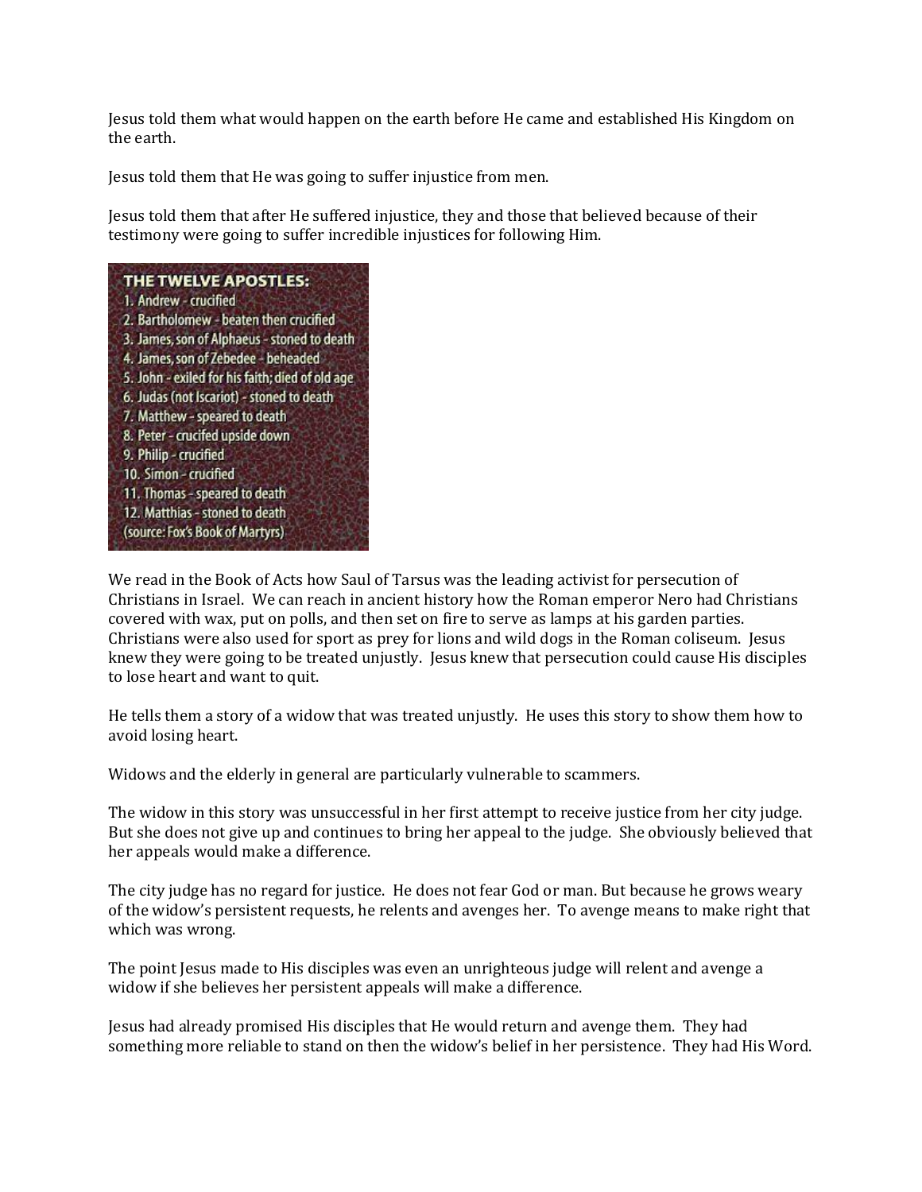Jesus told them what would happen on the earth before He came and established His Kingdom on the earth.

Jesus told them that He was going to suffer injustice from men.

Jesus told them that after He suffered injustice, they and those that believed because of their testimony were going to suffer incredible injustices for following Him.

**THE TWELVE APOSTLES:**

1. Andrew - crucified
2. Bartholomew - beaten then crucified
3. James, son of Alphaeus - stoned to death
4. James, son of Zebedee - beheaded
5. John - exiled for his faith; died of old age
6. Judas (not Iscariot) - stoned to death
7. Matthew - speared to death
8. Peter - crucifed upside down
9. Philip - crucified
10. Simon - crucified
11. Thomas - speared to death
12. Matthias - stoned to death

(source: Fox's Book of Martyrs)

We read in the Book of Acts how Saul of Tarsus was the leading activist for persecution of Christians in Israel. We can reach in ancient history how the Roman emperor Nero had Christians covered with wax, put on polls, and then set on fire to serve as lamps at his garden parties. Christians were also used for sport as prey for lions and wild dogs in the Roman coliseum. Jesus knew they were going to be treated unjustly. Jesus knew that persecution could cause His disciples to lose heart and want to quit.

He tells them a story of a widow that was treated unjustly. He uses this story to show them how to avoid losing heart.

Widows and the elderly in general are particularly vulnerable to scammers.

The widow in this story was unsuccessful in her first attempt to receive justice from her city judge. But she does not give up and continues to bring her appeal to the judge. She obviously believed that her appeals would make a difference.

The city judge has no regard for justice. He does not fear God or man. But because he grows weary of the widow's persistent requests, he relents and avenges her. To avenge means to make right that which was wrong.

The point Jesus made to His disciples was even an unrighteous judge will relent and avenge a widow if she believes her persistent appeals will make a difference.

Jesus had already promised His disciples that He would return and avenge them. They had something more reliable to stand on then the widow's belief in her persistence. They had His Word.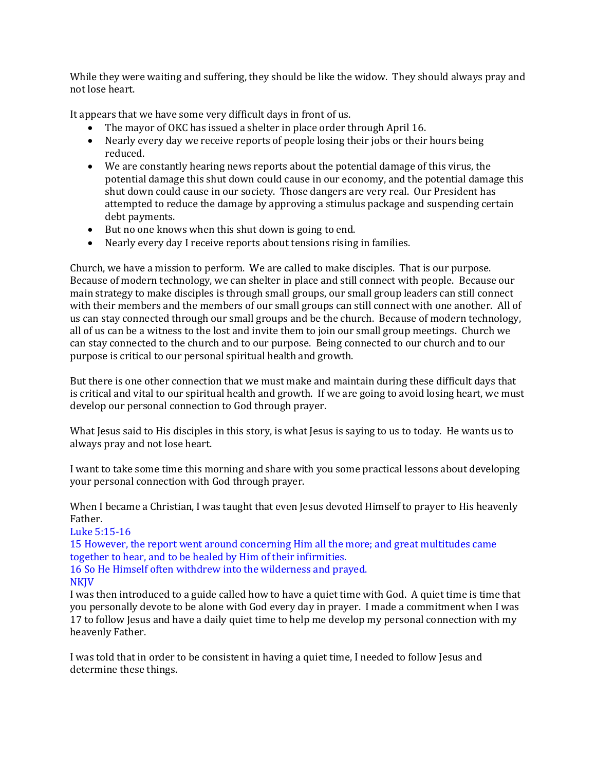While they were waiting and suffering, they should be like the widow. They should always pray and not lose heart.

It appears that we have some very difficult days in front of us.

- The mayor of OKC has issued a shelter in place order through April 16.
- Nearly every day we receive reports of people losing their jobs or their hours being reduced.
- We are constantly hearing news reports about the potential damage of this virus, the potential damage this shut down could cause in our economy, and the potential damage this shut down could cause in our society. Those dangers are very real. Our President has attempted to reduce the damage by approving a stimulus package and suspending certain debt payments.
- But no one knows when this shut down is going to end.
- Nearly every day I receive reports about tensions rising in families.

Church, we have a mission to perform. We are called to make disciples. That is our purpose. Because of modern technology, we can shelter in place and still connect with people. Because our main strategy to make disciples is through small groups, our small group leaders can still connect with their members and the members of our small groups can still connect with one another. All of us can stay connected through our small groups and be the church. Because of modern technology, all of us can be a witness to the lost and invite them to join our small group meetings. Church we can stay connected to the church and to our purpose. Being connected to our church and to our purpose is critical to our personal spiritual health and growth.

But there is one other connection that we must make and maintain during these difficult days that is critical and vital to our spiritual health and growth. If we are going to avoid losing heart, we must develop our personal connection to God through prayer.

What Jesus said to His disciples in this story, is what Jesus is saying to us to today. He wants us to always pray and not lose heart.

I want to take some time this morning and share with you some practical lessons about developing your personal connection with God through prayer.

When I became a Christian, I was taught that even Jesus devoted Himself to prayer to His heavenly Father.

Luke 5:15-16
15 However, the report went around concerning Him all the more; and great multitudes came together to hear, and to be healed by Him of their infirmities.
16 So He Himself often withdrew into the wilderness and prayed.
NKJV

I was then introduced to a guide called how to have a quiet time with God. A quiet time is time that you personally devote to be alone with God every day in prayer. I made a commitment when I was 17 to follow Jesus and have a daily quiet time to help me develop my personal connection with my heavenly Father.

I was told that in order to be consistent in having a quiet time, I needed to follow Jesus and determine these things.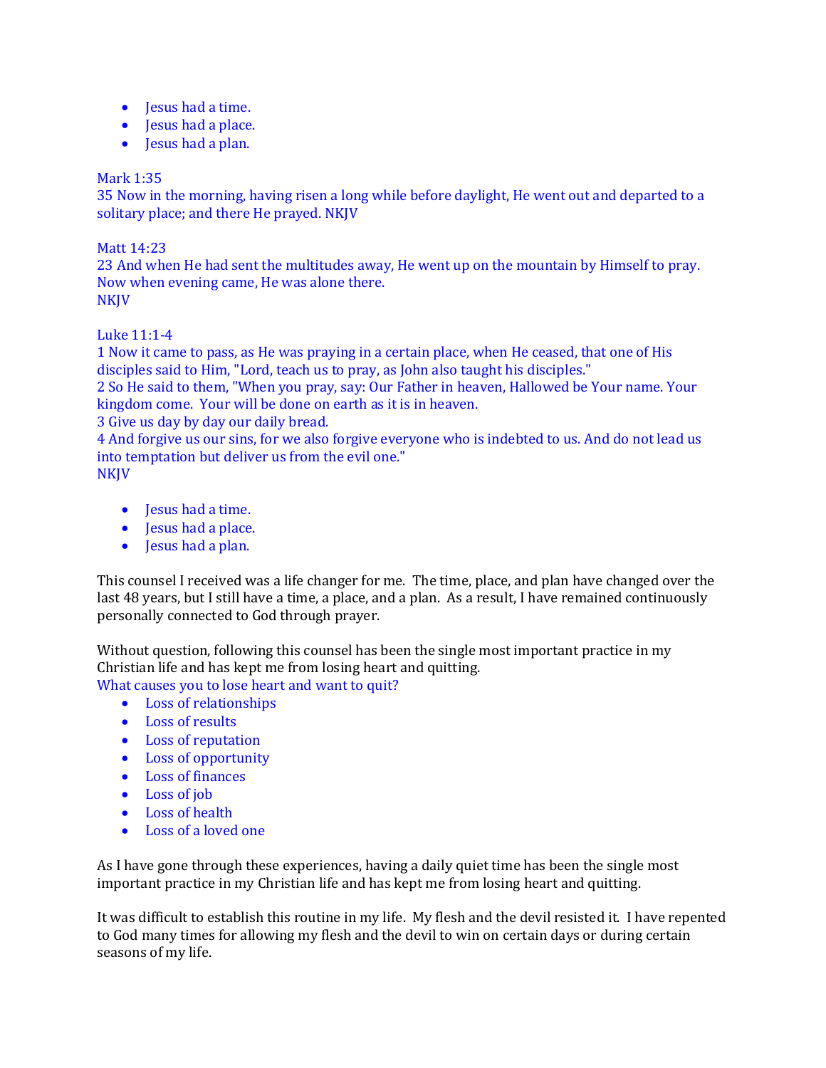- Jesus had a time.
- Jesus had a place.
- Jesus had a plan.

Mark 1:35
35 Now in the morning, having risen a long while before daylight, He went out and departed to a solitary place; and there He prayed. NKJV

Matt 14:23
23 And when He had sent the multitudes away, He went up on the mountain by Himself to pray. Now when evening came, He was alone there.
NKJV

Luke 11:1-4
1 Now it came to pass, as He was praying in a certain place, when He ceased, that one of His disciples said to Him, "Lord, teach us to pray, as John also taught his disciples."
2 So He said to them, "When you pray, say: Our Father in heaven, Hallowed be Your name. Your kingdom come. Your will be done on earth as it is in heaven.
3 Give us day by day our daily bread.
4 And forgive us our sins, for we also forgive everyone who is indebted to us. And do not lead us into temptation but deliver us from the evil one."
NKJV

- Jesus had a time.
- Jesus had a place.
- Jesus had a plan.

This counsel I received was a life changer for me. The time, place, and plan have changed over the last 48 years, but I still have a time, a place, and a plan. As a result, I have remained continuously personally connected to God through prayer.

Without question, following this counsel has been the single most important practice in my Christian life and has kept me from losing heart and quitting.
What causes you to lose heart and want to quit?

- Loss of relationships
- Loss of results
- Loss of reputation
- Loss of opportunity
- Loss of finances
- Loss of job
- Loss of health
- Loss of a loved one

As I have gone through these experiences, having a daily quiet time has been the single most important practice in my Christian life and has kept me from losing heart and quitting.

It was difficult to establish this routine in my life. My flesh and the devil resisted it. I have repented to God many times for allowing my flesh and the devil to win on certain days or during certain seasons of my life.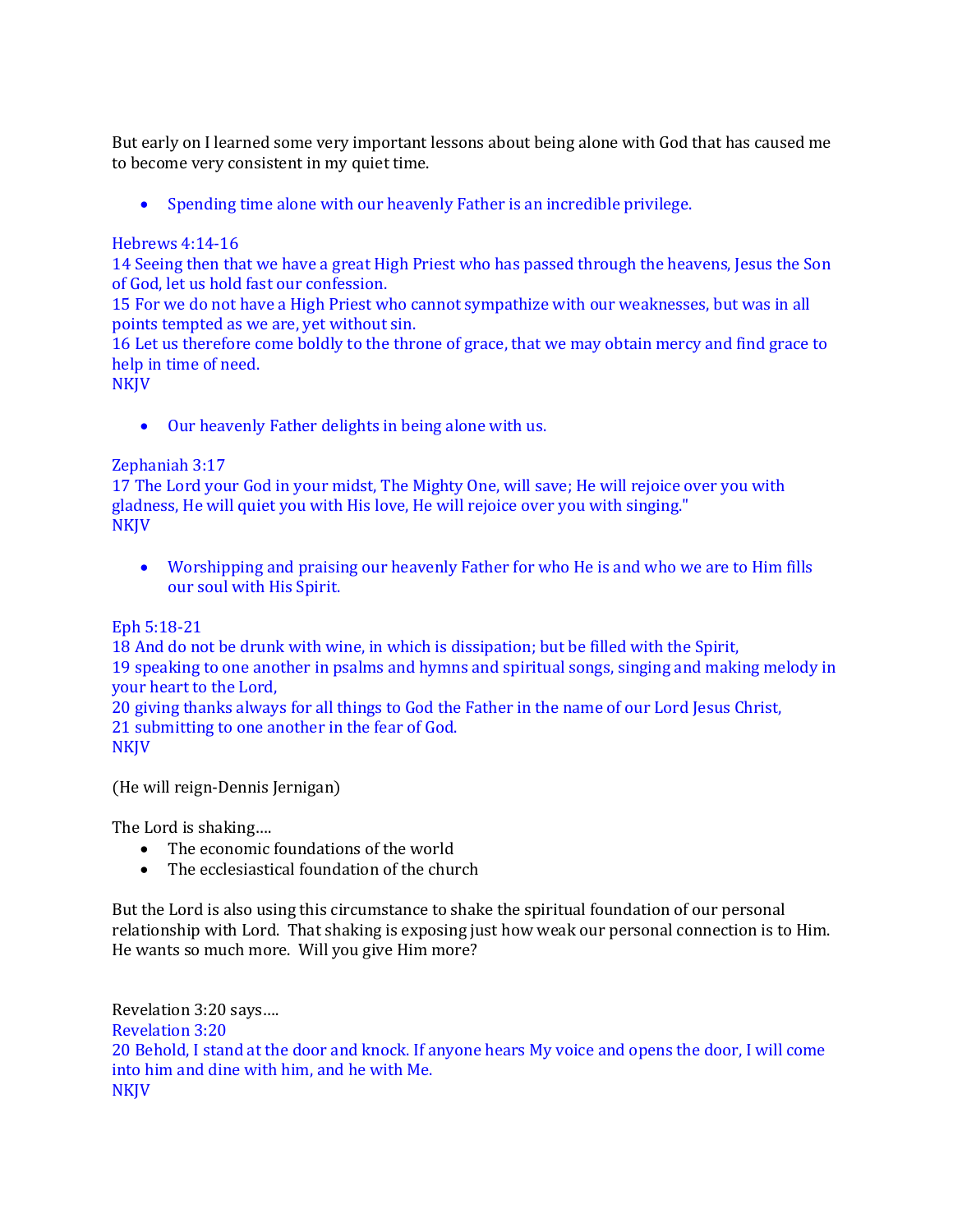But early on I learned some very important lessons about being alone with God that has caused me to become very consistent in my quiet time.

- Spending time alone with our heavenly Father is an incredible privilege.

Hebrews 4:14-16
14 Seeing then that we have a great High Priest who has passed through the heavens, Jesus the Son of God, let us hold fast our confession.
15 For we do not have a High Priest who cannot sympathize with our weaknesses, but was in all points tempted as we are, yet without sin.
16 Let us therefore come boldly to the throne of grace, that we may obtain mercy and find grace to help in time of need.
NKJV

- Our heavenly Father delights in being alone with us.

Zephaniah 3:17
17 The Lord your God in your midst, The Mighty One, will save; He will rejoice over you with gladness, He will quiet you with His love, He will rejoice over you with singing."
NKJV

- Worshipping and praising our heavenly Father for who He is and who we are to Him fills our soul with His Spirit.

Eph 5:18-21
18 And do not be drunk with wine, in which is dissipation; but be filled with the Spirit,
19 speaking to one another in psalms and hymns and spiritual songs, singing and making melody in your heart to the Lord,
20 giving thanks always for all things to God the Father in the name of our Lord Jesus Christ,
21 submitting to one another in the fear of God.
NKJV

(He will reign-Dennis Jernigan)

The Lord is shaking....

- The economic foundations of the world
- The ecclesiastical foundation of the church

But the Lord is also using this circumstance to shake the spiritual foundation of our personal relationship with Lord. That shaking is exposing just how weak our personal connection is to Him. He wants so much more. Will you give Him more?

Revelation 3:20 says....
Revelation 3:20
20 Behold, I stand at the door and knock. If anyone hears My voice and opens the door, I will come into him and dine with him, and he with Me.
NKJV